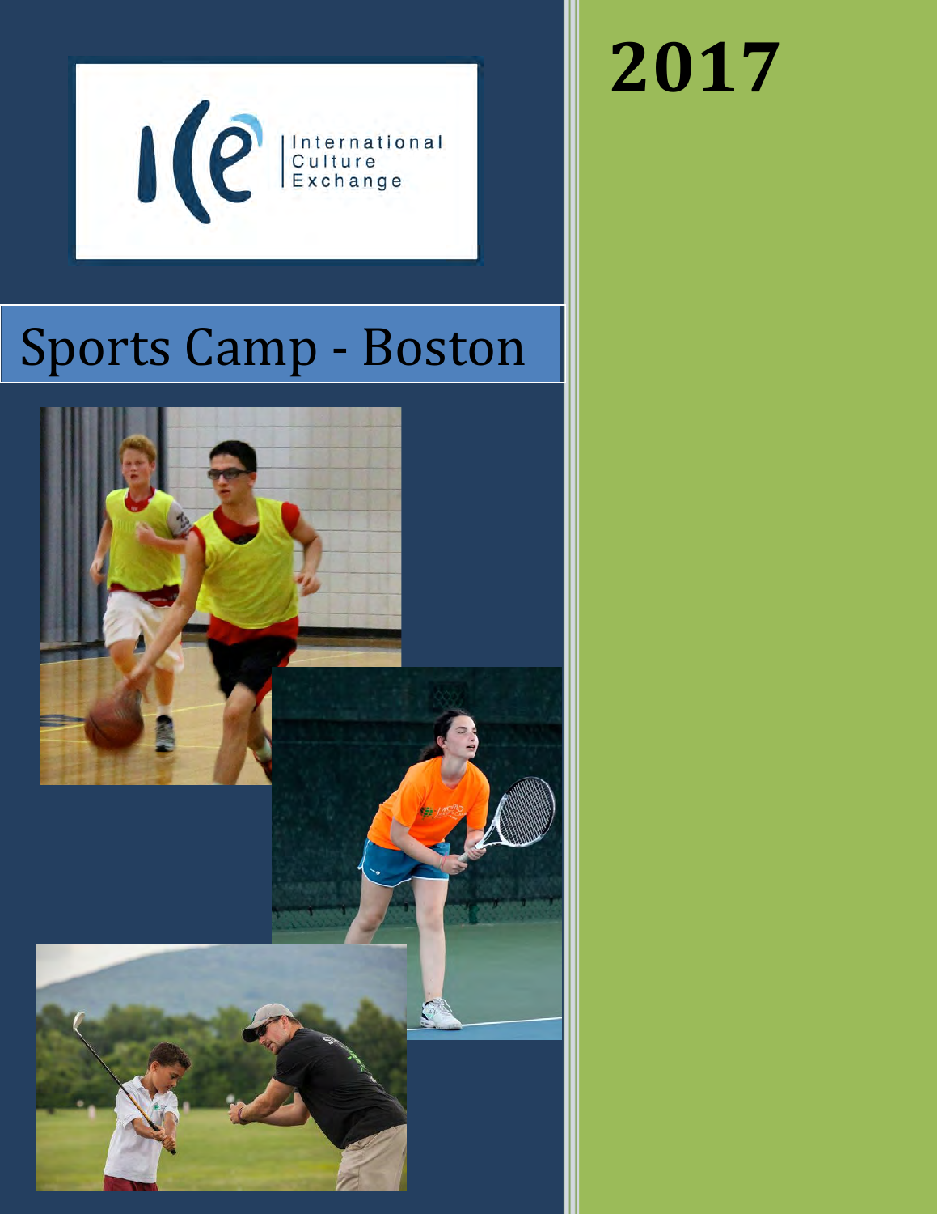International Culture Exchange

# 2017

# Sports Camp - Boston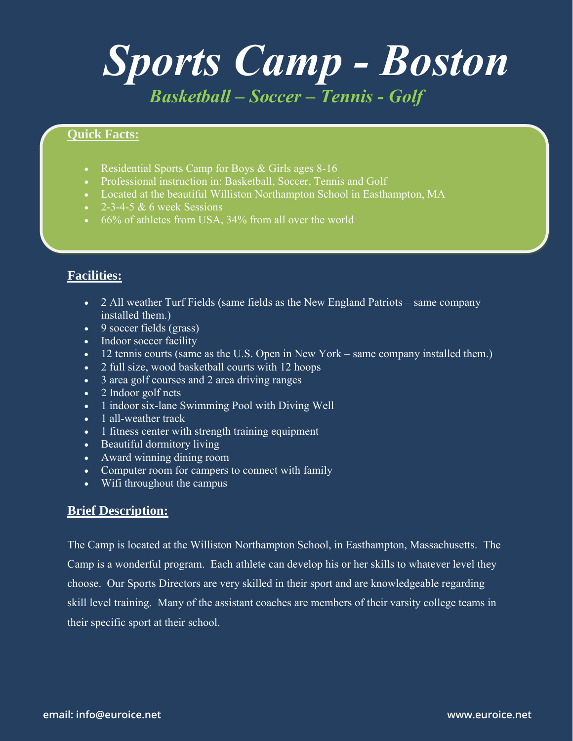# *Sports Camp - Boston*

## *Basketball – Soccer – Tennis - Golf*

**Quick Facts:**

- Residential Sports Camp for Boys & Girls ages 8-16
- Professional instruction in: Basketball, Soccer, Tennis and Golf
- Located at the beautiful Williston Northampton School in Easthampton, MA
- 2-3-4-5 & 6 week Sessions
- 66% of athletes from USA, 34% from all over the world

**Facilities:**

- 2 All weather Turf Fields (same fields as the New England Patriots – same company installed them.)
- 9 soccer fields (grass)
- Indoor soccer facility
- 12 tennis courts (same as the U.S. Open in New York – same company installed them.)
- 2 full size, wood basketball courts with 12 hoops
- 3 area golf courses and 2 area driving ranges
- 2 Indoor golf nets
- 1 indoor six-lane Swimming Pool with Diving Well
- 1 all-weather track
- 1 fitness center with strength training equipment
- Beautiful dormitory living
- Award winning dining room
- Computer room for campers to connect with family
- Wifi throughout the campus

**Brief Description:**

The Camp is located at the Williston Northampton School, in Easthampton, Massachusetts. The Camp is a wonderful program. Each athlete can develop his or her skills to whatever level they choose. Our Sports Directors are very skilled in their sport and are knowledgeable regarding skill level training. Many of the assistant coaches are members of their varsity college teams in their specific sport at their school.

email: info@euroice.net www.euroice.net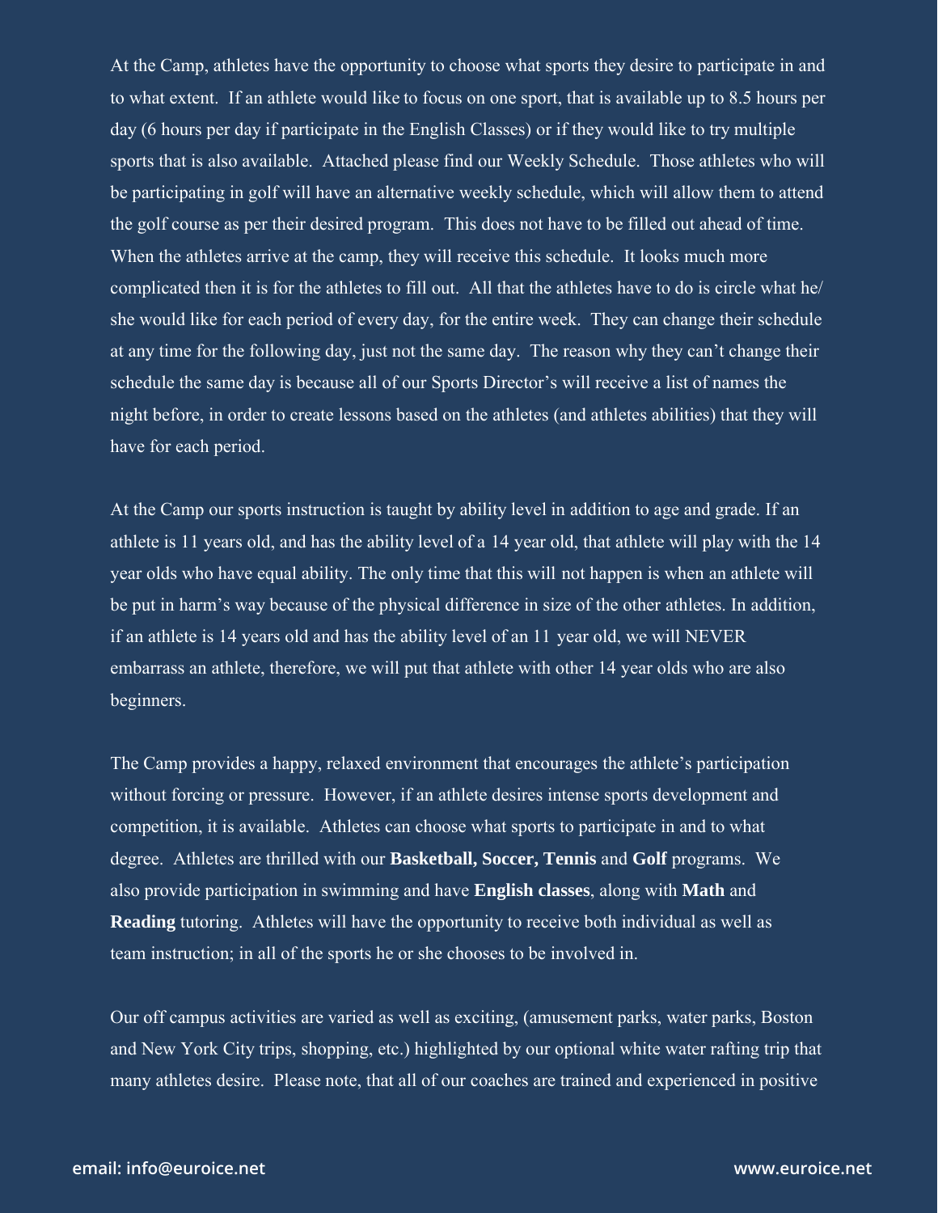At the Camp, athletes have the opportunity to choose what sports they desire to participate in and to what extent. If an athlete would like to focus on one sport, that is available up to 8.5 hours per day (6 hours per day if participate in the English Classes) or if they would like to try multiple sports that is also available. Attached please find our Weekly Schedule. Those athletes who will be participating in golf will have an alternative weekly schedule, which will allow them to attend the golf course as per their desired program. This does not have to be filled out ahead of time. When the athletes arrive at the camp, they will receive this schedule. It looks much more complicated then it is for the athletes to fill out. All that the athletes have to do is circle what he/she would like for each period of every day, for the entire week. They can change their schedule at any time for the following day, just not the same day. The reason why they can't change their schedule the same day is because all of our Sports Director's will receive a list of names the night before, in order to create lessons based on the athletes (and athletes abilities) that they will have for each period.

At the Camp our sports instruction is taught by ability level in addition to age and grade. If an athlete is 11 years old, and has the ability level of a 14 year old, that athlete will play with the 14 year olds who have equal ability. The only time that this will not happen is when an athlete will be put in harm's way because of the physical difference in size of the other athletes. In addition, if an athlete is 14 years old and has the ability level of an 11 year old, we will NEVER embarrass an athlete, therefore, we will put that athlete with other 14 year olds who are also beginners.

The Camp provides a happy, relaxed environment that encourages the athlete's participation without forcing or pressure. However, if an athlete desires intense sports development and competition, it is available. Athletes can choose what sports to participate in and to what degree. Athletes are thrilled with our **Basketball, Soccer, Tennis** and **Golf** programs. We also provide participation in swimming and have **English classes**, along with **Math** and **Reading** tutoring. Athletes will have the opportunity to receive both individual as well as team instruction; in all of the sports he or she chooses to be involved in.

Our off campus activities are varied as well as exciting, (amusement parks, water parks, Boston and New York City trips, shopping, etc.) highlighted by our optional white water rafting trip that many athletes desire. Please note, that all of our coaches are trained and experienced in positive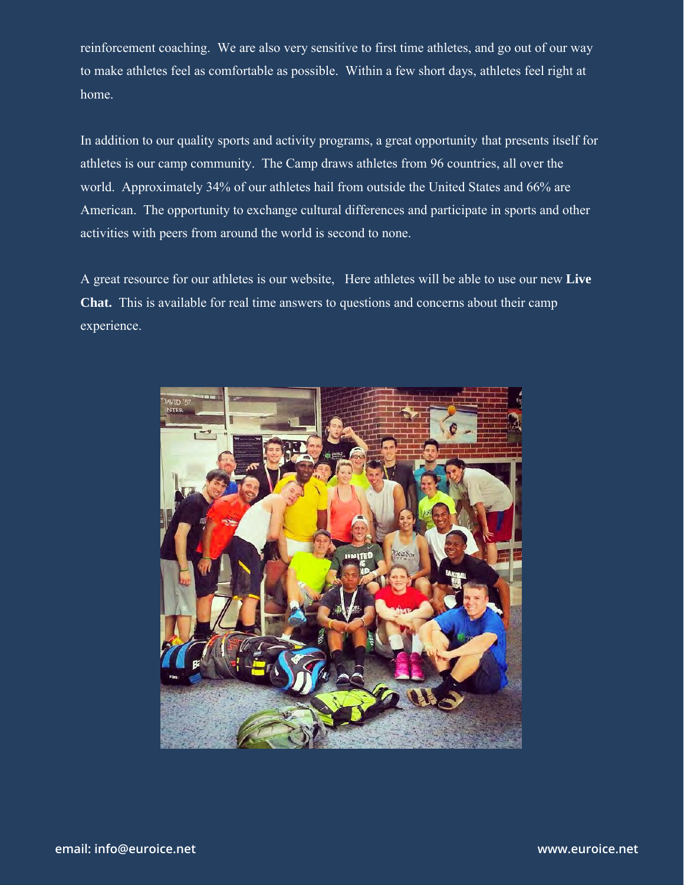reinforcement coaching. We are also very sensitive to first time athletes, and go out of our way to make athletes feel as comfortable as possible. Within a few short days, athletes feel right at home.

In addition to our quality sports and activity programs, a great opportunity that presents itself for athletes is our camp community. The Camp draws athletes from 96 countries, all over the world. Approximately 34% of our athletes hail from outside the United States and 66% are American. The opportunity to exchange cultural differences and participate in sports and other activities with peers from around the world is second to none.

A great resource for our athletes is our website, Here athletes will be able to use our new **Live Chat.** This is available for real time answers to questions and concerns about their camp experience.

**email: info@euroice.net** **www.euroice.net**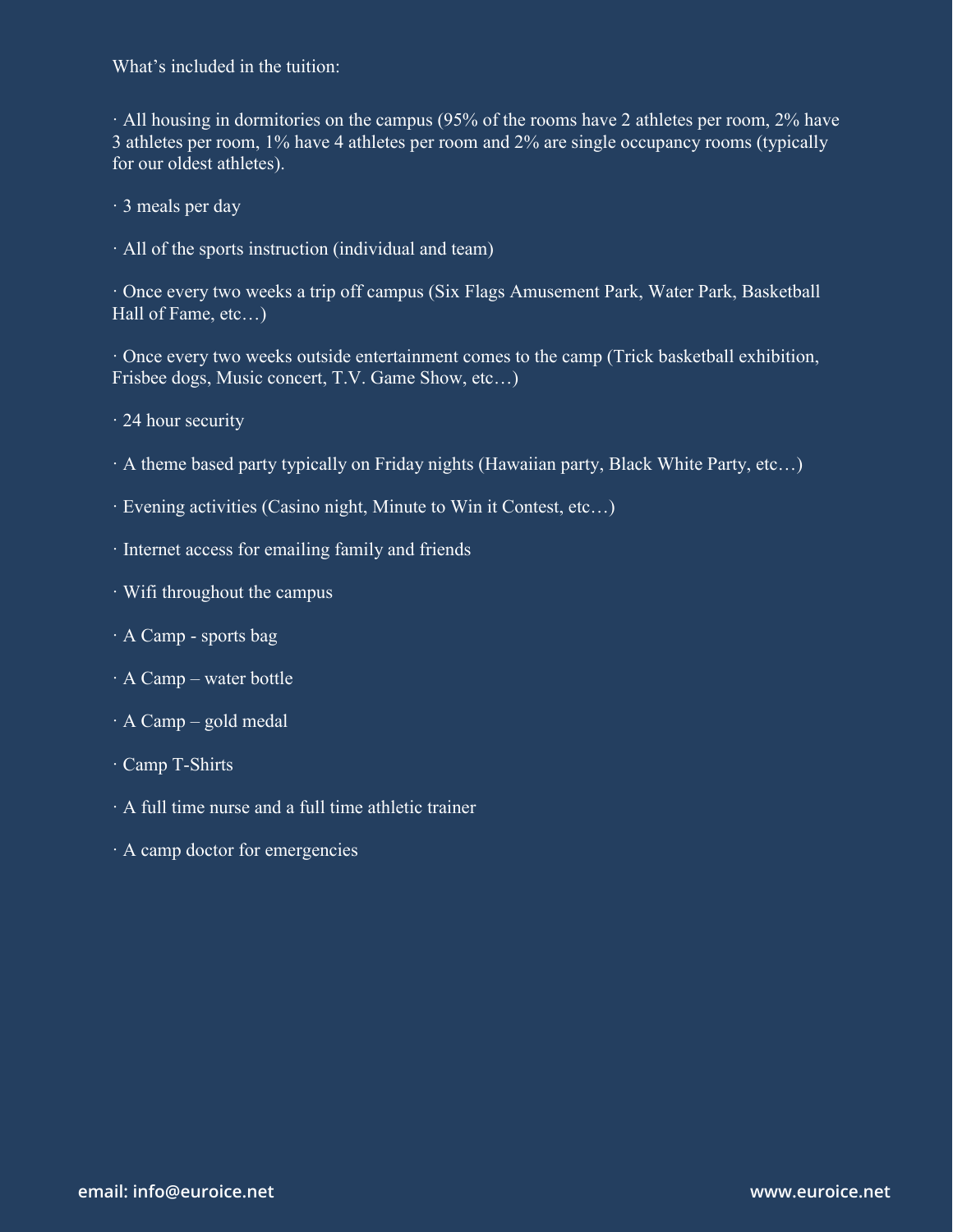What's included in the tuition:

- All housing in dormitories on the campus (95% of the rooms have 2 athletes per room, 2% have 3 athletes per room, 1% have 4 athletes per room and 2% are single occupancy rooms (typically for our oldest athletes).
- 3 meals per day
- All of the sports instruction (individual and team)
- Once every two weeks a trip off campus (Six Flags Amusement Park, Water Park, Basketball Hall of Fame, etc…)
- Once every two weeks outside entertainment comes to the camp (Trick basketball exhibition, Frisbee dogs, Music concert, T.V. Game Show, etc…)
- 24 hour security
- A theme based party typically on Friday nights (Hawaiian party, Black White Party, etc…)
- Evening activities (Casino night, Minute to Win it Contest, etc…)
- Internet access for emailing family and friends
- Wifi throughout the campus
- A Camp - sports bag
- A Camp – water bottle
- A Camp – gold medal
- Camp T-Shirts
- A full time nurse and a full time athletic trainer
- A camp doctor for emergencies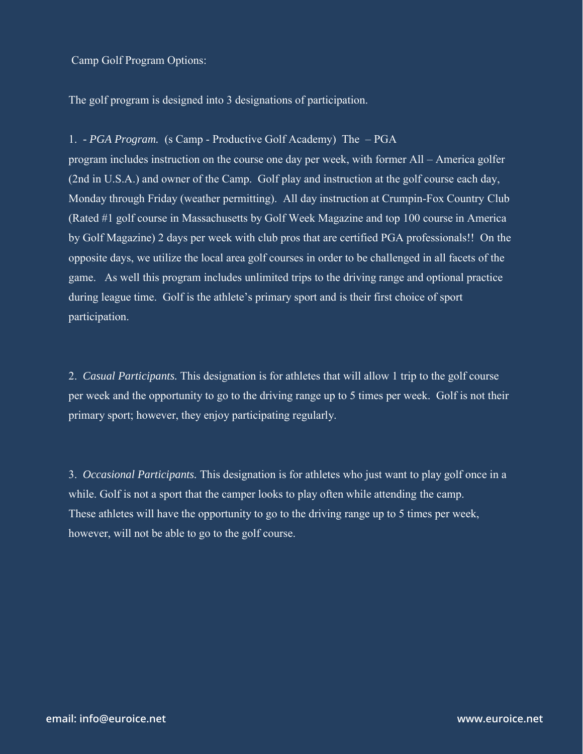Camp Golf Program Options:

The golf program is designed into 3 designations of participation.

1. - *PGA Program.* (s Camp - Productive Golf Academy) The – PGA program includes instruction on the course one day per week, with former All – America golfer (2nd in U.S.A.) and owner of the Camp. Golf play and instruction at the golf course each day, Monday through Friday (weather permitting). All day instruction at Crumpin-Fox Country Club (Rated #1 golf course in Massachusetts by Golf Week Magazine and top 100 course in America by Golf Magazine) 2 days per week with club pros that are certified PGA professionals!! On the opposite days, we utilize the local area golf courses in order to be challenged in all facets of the game. As well this program includes unlimited trips to the driving range and optional practice during league time. Golf is the athlete's primary sport and is their first choice of sport participation.

2. *Casual Participants.* This designation is for athletes that will allow 1 trip to the golf course per week and the opportunity to go to the driving range up to 5 times per week. Golf is not their primary sport; however, they enjoy participating regularly.

3. *Occasional Participants.* This designation is for athletes who just want to play golf once in a while. Golf is not a sport that the camper looks to play often while attending the camp. These athletes will have the opportunity to go to the driving range up to 5 times per week, however, will not be able to go to the golf course.